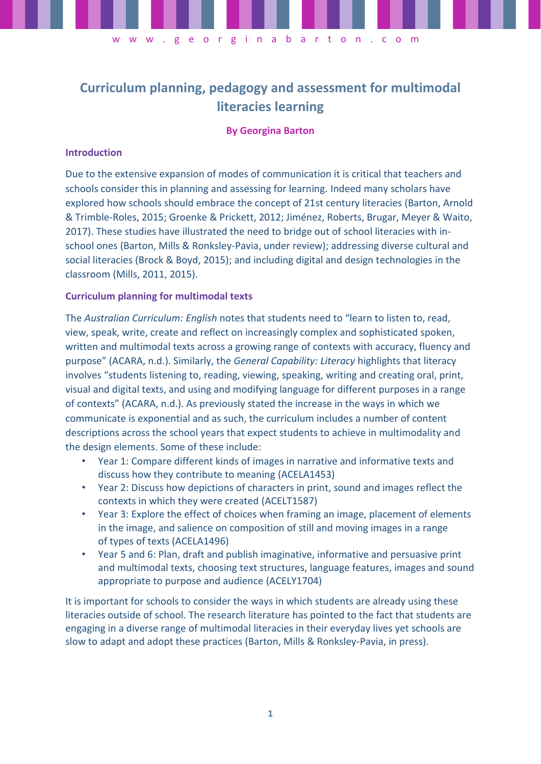# Curriculum planning, pedagogy and assessment for multimodal literacies learning

**By Georgina Barton**

## Introduction

Due to the extensive expansion of modes of communication it is critical that teachers and schools consider this in planning and assessing for learning. Indeed many scholars have explored how schools should embrace the concept of 21st century literacies (Barton, Arnold & Trimble-Roles, 2015; Groenke & Prickett, 2012; Jiménez, Roberts, Brugar, Meyer & Waito, 2017). These studies have illustrated the need to bridge out of school literacies with in-school ones (Barton, Mills & Ronksley-Pavia, under review); addressing diverse cultural and social literacies (Brock & Boyd, 2015); and including digital and design technologies in the classroom (Mills, 2011, 2015).

## Curriculum planning for multimodal texts

The *Australian Curriculum: English* notes that students need to "learn to listen to, read, view, speak, write, create and reflect on increasingly complex and sophisticated spoken, written and multimodal texts across a growing range of contexts with accuracy, fluency and purpose" (ACARA, n.d.). Similarly, the *General Capability: Literacy* highlights that literacy involves "students listening to, reading, viewing, speaking, writing and creating oral, print, visual and digital texts, and using and modifying language for different purposes in a range of contexts" (ACARA, n.d.). As previously stated the increase in the ways in which we communicate is exponential and as such, the curriculum includes a number of content descriptions across the school years that expect students to achieve in multimodality and the design elements. Some of these include:

- Year 1: Compare different kinds of images in narrative and informative texts and discuss how they contribute to meaning (ACELA1453)
- Year 2: Discuss how depictions of characters in print, sound and images reflect the contexts in which they were created (ACELT1587)
- Year 3: Explore the effect of choices when framing an image, placement of elements in the image, and salience on composition of still and moving images in a range of types of texts (ACELA1496)
- Year 5 and 6: Plan, draft and publish imaginative, informative and persuasive print and multimodal texts, choosing text structures, language features, images and sound appropriate to purpose and audience (ACELY1704)

It is important for schools to consider the ways in which students are already using these literacies outside of school. The research literature has pointed to the fact that students are engaging in a diverse range of multimodal literacies in their everyday lives yet schools are slow to adapt and adopt these practices (Barton, Mills & Ronksley-Pavia, in press).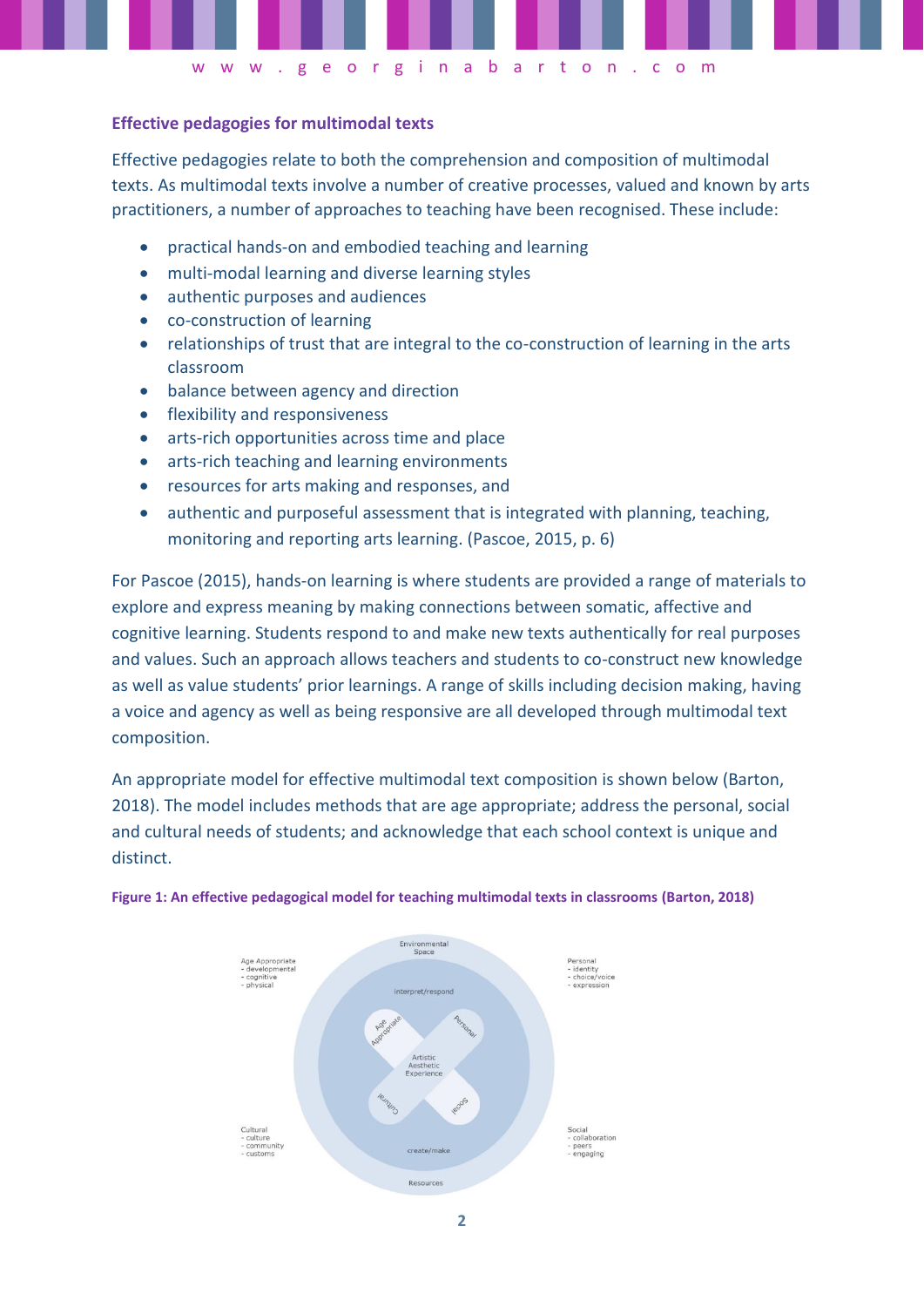### Effective pedagogies for multimodal texts

Effective pedagogies relate to both the comprehension and composition of multimodal texts. As multimodal texts involve a number of creative processes, valued and known by arts practitioners, a number of approaches to teaching have been recognised. These include:

- practical hands-on and embodied teaching and learning
- multi-modal learning and diverse learning styles
- authentic purposes and audiences
- co-construction of learning
- relationships of trust that are integral to the co-construction of learning in the arts classroom
- balance between agency and direction
- flexibility and responsiveness
- arts-rich opportunities across time and place
- arts-rich teaching and learning environments
- resources for arts making and responses, and
- authentic and purposeful assessment that is integrated with planning, teaching, monitoring and reporting arts learning. (Pascoe, 2015, p. 6)

For Pascoe (2015), hands-on learning is where students are provided a range of materials to explore and express meaning by making connections between somatic, affective and cognitive learning. Students respond to and make new texts authentically for real purposes and values. Such an approach allows teachers and students to co-construct new knowledge as well as value students' prior learnings. A range of skills including decision making, having a voice and agency as well as being responsive are all developed through multimodal text composition.

An appropriate model for effective multimodal text composition is shown below (Barton, 2018). The model includes methods that are age appropriate; address the personal, social and cultural needs of students; and acknowledge that each school context is unique and distinct.

**Figure 1: An effective pedagogical model for teaching multimodal texts in classrooms (Barton, 2018)**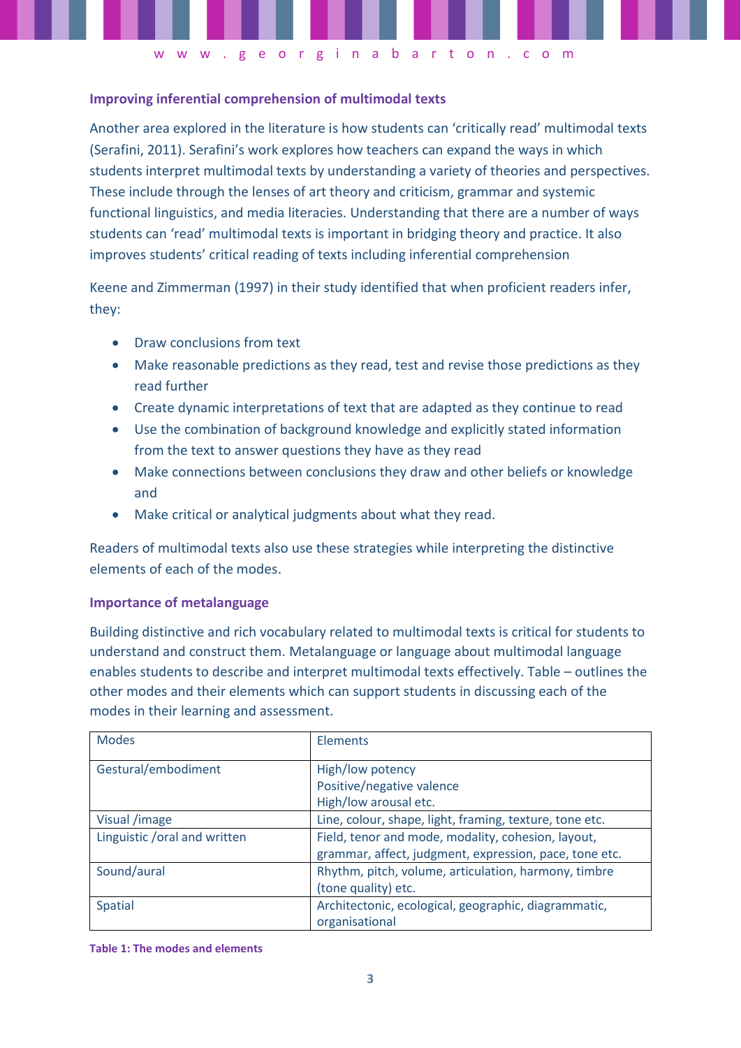### Improving inferential comprehension of multimodal texts

Another area explored in the literature is how students can 'critically read' multimodal texts (Serafini, 2011). Serafini's work explores how teachers can expand the ways in which students interpret multimodal texts by understanding a variety of theories and perspectives. These include through the lenses of art theory and criticism, grammar and systemic functional linguistics, and media literacies. Understanding that there are a number of ways students can 'read' multimodal texts is important in bridging theory and practice. It also improves students' critical reading of texts including inferential comprehension

Keene and Zimmerman (1997) in their study identified that when proficient readers infer, they:

- Draw conclusions from text
- Make reasonable predictions as they read, test and revise those predictions as they read further
- Create dynamic interpretations of text that are adapted as they continue to read
- Use the combination of background knowledge and explicitly stated information from the text to answer questions they have as they read
- Make connections between conclusions they draw and other beliefs or knowledge and
- Make critical or analytical judgments about what they read.

Readers of multimodal texts also use these strategies while interpreting the distinctive elements of each of the modes.

### Importance of metalanguage

Building distinctive and rich vocabulary related to multimodal texts is critical for students to understand and construct them. Metalanguage or language about multimodal language enables students to describe and interpret multimodal texts effectively. Table – outlines the other modes and their elements which can support students in discussing each of the modes in their learning and assessment.

| Modes | Elements |
|---|---|
| Gestural/embodiment | High/low potency<br>Positive/negative valence<br>High/low arousal etc. |
| Visual /image | Line, colour, shape, light, framing, texture, tone etc. |
| Linguistic /oral and written | Field, tenor and mode, modality, cohesion, layout, grammar, affect, judgment, expression, pace, tone etc. |
| Sound/aural | Rhythm, pitch, volume, articulation, harmony, timbre (tone quality) etc. |
| Spatial | Architectonic, ecological, geographic, diagrammatic, organisational |

**Table 1: The modes and elements**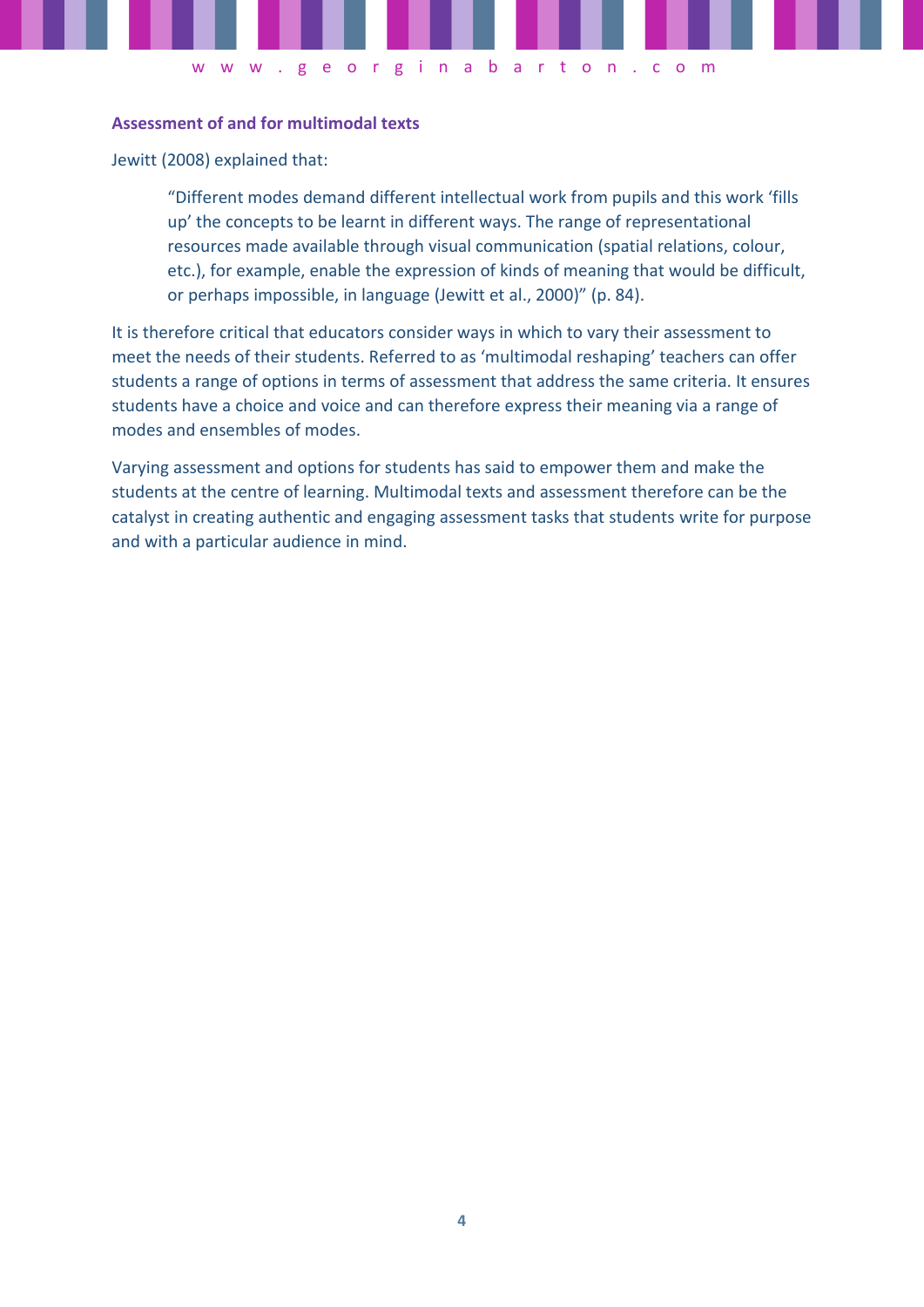### Assessment of and for multimodal texts

Jewitt (2008) explained that:

> "Different modes demand different intellectual work from pupils and this work 'fills up' the concepts to be learnt in different ways. The range of representational resources made available through visual communication (spatial relations, colour, etc.), for example, enable the expression of kinds of meaning that would be difficult, or perhaps impossible, in language (Jewitt et al., 2000)" (p. 84).

It is therefore critical that educators consider ways in which to vary their assessment to meet the needs of their students. Referred to as 'multimodal reshaping' teachers can offer students a range of options in terms of assessment that address the same criteria. It ensures students have a choice and voice and can therefore express their meaning via a range of modes and ensembles of modes.

Varying assessment and options for students has said to empower them and make the students at the centre of learning. Multimodal texts and assessment therefore can be the catalyst in creating authentic and engaging assessment tasks that students write for purpose and with a particular audience in mind.